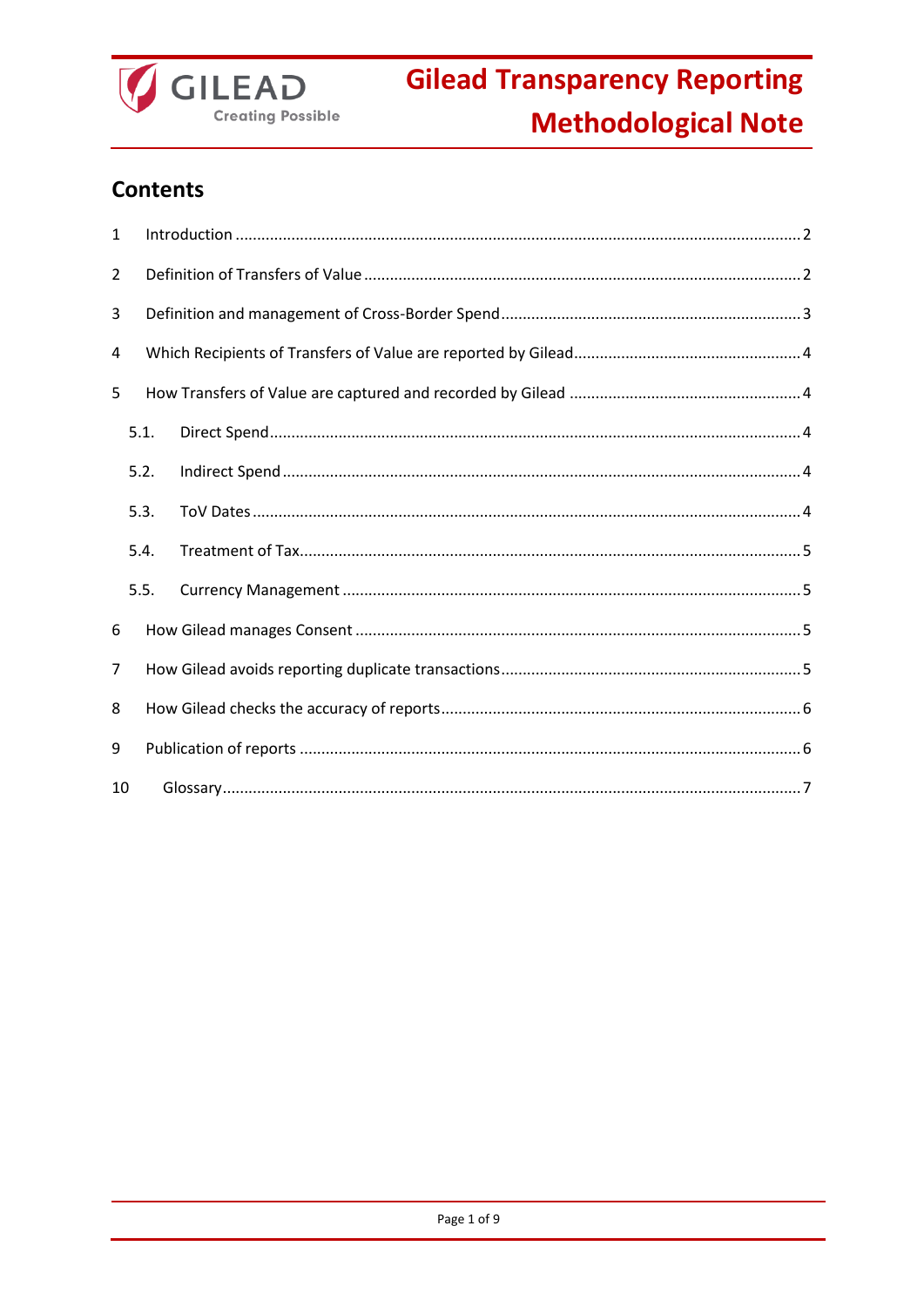# Gilead Transparency Reporting Methodological Note

## Contents

1 Introduction ........ 2

2 Definition of Transfers of Value ........ 2

3 Definition and management of Cross-Border Spend ........ 3

4 Which Recipients of Transfers of Value are reported by Gilead ........ 4

5 How Transfers of Value are captured and recorded by Gilead ........ 4

- 5.1. Direct Spend ........ 4
- 5.2. Indirect Spend ........ 4
- 5.3. ToV Dates ........ 4
- 5.4. Treatment of Tax ........ 5
- 5.5. Currency Management ........ 5

6 How Gilead manages Consent ........ 5

7 How Gilead avoids reporting duplicate transactions ........ 5

8 How Gilead checks the accuracy of reports ........ 6

9 Publication of reports ........ 6

10 Glossary ........ 7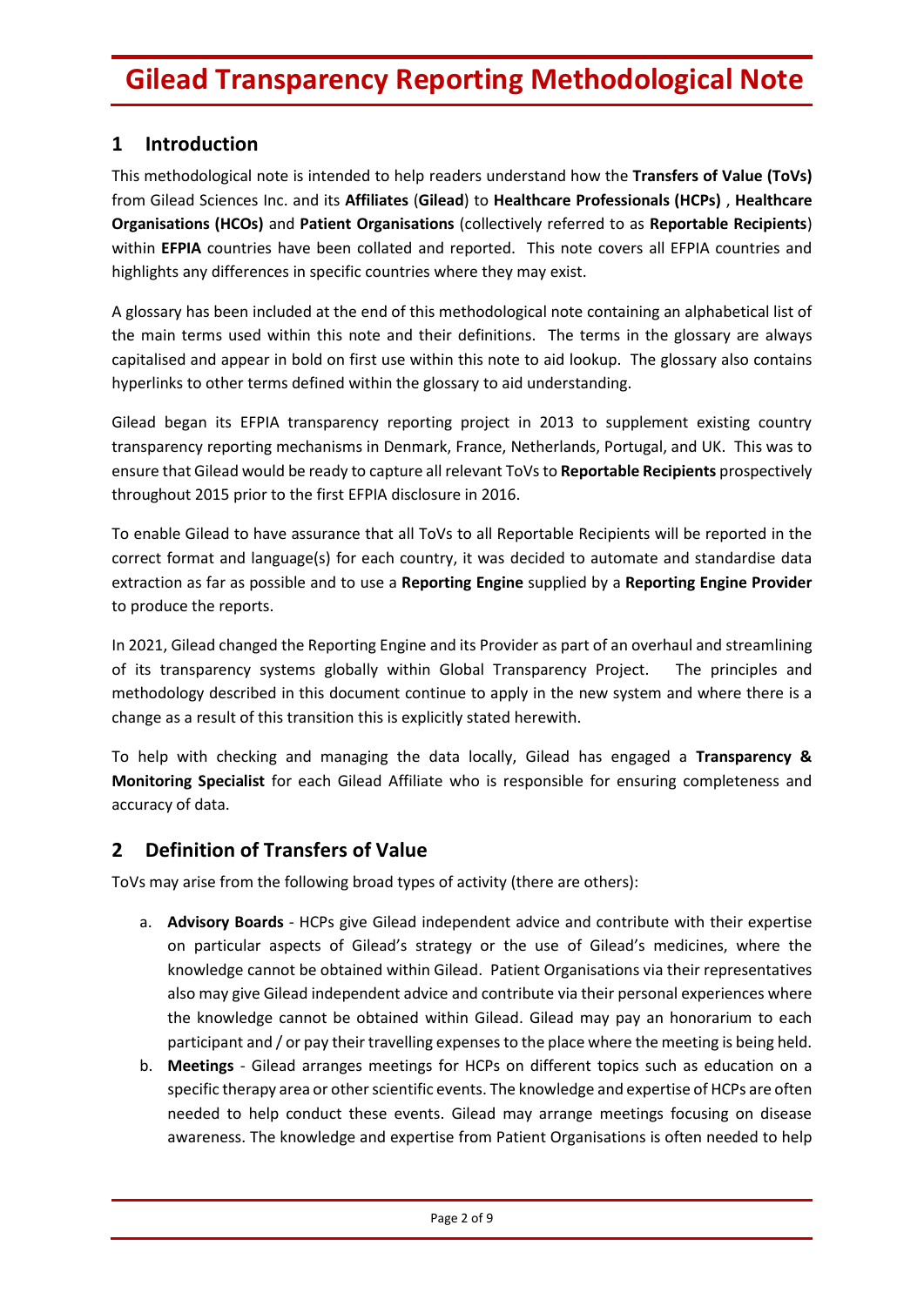# Gilead Transparency Reporting Methodological Note

## 1 Introduction

This methodological note is intended to help readers understand how the **Transfers of Value (ToVs)** from Gilead Sciences Inc. and its **Affiliates** (**Gilead**) to **Healthcare Professionals (HCPs)** , **Healthcare Organisations (HCOs)** and **Patient Organisations** (collectively referred to as **Reportable Recipients**) within **EFPIA** countries have been collated and reported. This note covers all EFPIA countries and highlights any differences in specific countries where they may exist.

A glossary has been included at the end of this methodological note containing an alphabetical list of the main terms used within this note and their definitions. The terms in the glossary are always capitalised and appear in bold on first use within this note to aid lookup. The glossary also contains hyperlinks to other terms defined within the glossary to aid understanding.

Gilead began its EFPIA transparency reporting project in 2013 to supplement existing country transparency reporting mechanisms in Denmark, France, Netherlands, Portugal, and UK. This was to ensure that Gilead would be ready to capture all relevant ToVs to **Reportable Recipients** prospectively throughout 2015 prior to the first EFPIA disclosure in 2016.

To enable Gilead to have assurance that all ToVs to all Reportable Recipients will be reported in the correct format and language(s) for each country, it was decided to automate and standardise data extraction as far as possible and to use a **Reporting Engine** supplied by a **Reporting Engine Provider** to produce the reports.

In 2021, Gilead changed the Reporting Engine and its Provider as part of an overhaul and streamlining of its transparency systems globally within Global Transparency Project. The principles and methodology described in this document continue to apply in the new system and where there is a change as a result of this transition this is explicitly stated herewith.

To help with checking and managing the data locally, Gilead has engaged a **Transparency & Monitoring Specialist** for each Gilead Affiliate who is responsible for ensuring completeness and accuracy of data.

## 2 Definition of Transfers of Value

ToVs may arise from the following broad types of activity (there are others):

a. **Advisory Boards** - HCPs give Gilead independent advice and contribute with their expertise on particular aspects of Gilead's strategy or the use of Gilead's medicines, where the knowledge cannot be obtained within Gilead. Patient Organisations via their representatives also may give Gilead independent advice and contribute via their personal experiences where the knowledge cannot be obtained within Gilead. Gilead may pay an honorarium to each participant and / or pay their travelling expenses to the place where the meeting is being held.

b. **Meetings** - Gilead arranges meetings for HCPs on different topics such as education on a specific therapy area or other scientific events. The knowledge and expertise of HCPs are often needed to help conduct these events. Gilead may arrange meetings focusing on disease awareness. The knowledge and expertise from Patient Organisations is often needed to help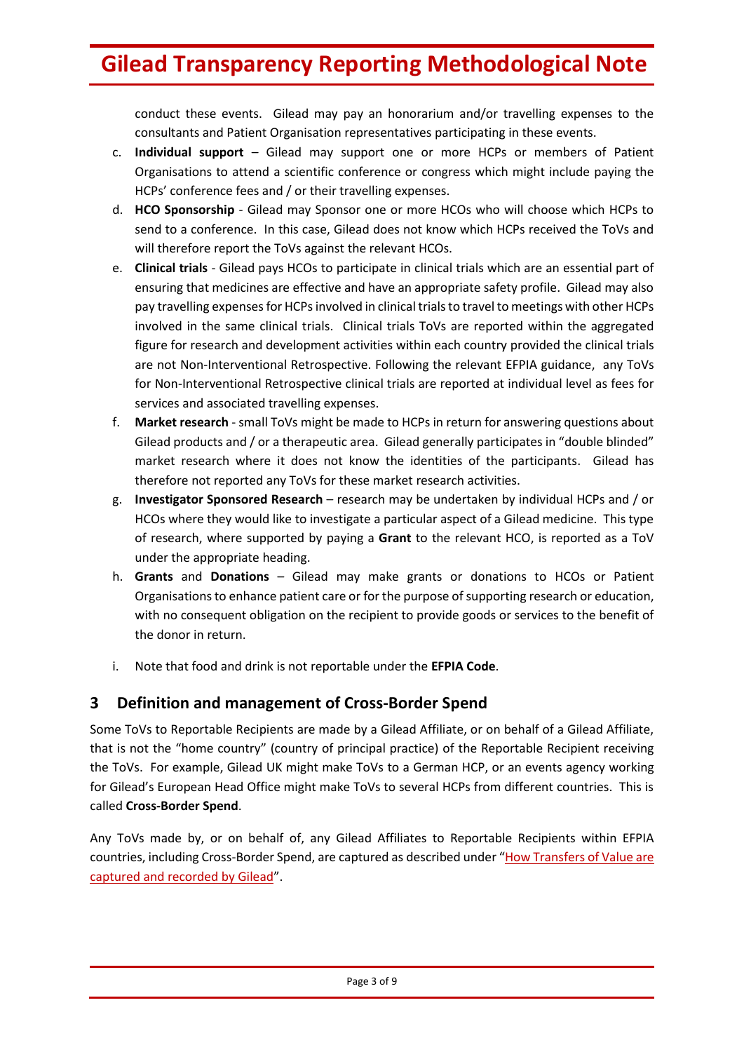conduct these events. Gilead may pay an honorarium and/or travelling expenses to the consultants and Patient Organisation representatives participating in these events.

c. **Individual support** – Gilead may support one or more HCPs or members of Patient Organisations to attend a scientific conference or congress which might include paying the HCPs' conference fees and / or their travelling expenses.

d. **HCO Sponsorship** - Gilead may Sponsor one or more HCOs who will choose which HCPs to send to a conference. In this case, Gilead does not know which HCPs received the ToVs and will therefore report the ToVs against the relevant HCOs.

e. **Clinical trials** - Gilead pays HCOs to participate in clinical trials which are an essential part of ensuring that medicines are effective and have an appropriate safety profile. Gilead may also pay travelling expenses for HCPs involved in clinical trials to travel to meetings with other HCPs involved in the same clinical trials. Clinical trials ToVs are reported within the aggregated figure for research and development activities within each country provided the clinical trials are not Non-Interventional Retrospective. Following the relevant EFPIA guidance, any ToVs for Non-Interventional Retrospective clinical trials are reported at individual level as fees for services and associated travelling expenses.

f. **Market research** - small ToVs might be made to HCPs in return for answering questions about Gilead products and / or a therapeutic area. Gilead generally participates in "double blinded" market research where it does not know the identities of the participants. Gilead has therefore not reported any ToVs for these market research activities.

g. **Investigator Sponsored Research** – research may be undertaken by individual HCPs and / or HCOs where they would like to investigate a particular aspect of a Gilead medicine. This type of research, where supported by paying a **Grant** to the relevant HCO, is reported as a ToV under the appropriate heading.

h. **Grants** and **Donations** – Gilead may make grants or donations to HCOs or Patient Organisations to enhance patient care or for the purpose of supporting research or education, with no consequent obligation on the recipient to provide goods or services to the benefit of the donor in return.

i. Note that food and drink is not reportable under the **EFPIA Code**.

## 3 Definition and management of Cross-Border Spend

Some ToVs to Reportable Recipients are made by a Gilead Affiliate, or on behalf of a Gilead Affiliate, that is not the "home country" (country of principal practice) of the Reportable Recipient receiving the ToVs. For example, Gilead UK might make ToVs to a German HCP, or an events agency working for Gilead's European Head Office might make ToVs to several HCPs from different countries. This is called **Cross-Border Spend**.

Any ToVs made by, or on behalf of, any Gilead Affiliates to Reportable Recipients within EFPIA countries, including Cross-Border Spend, are captured as described under "How Transfers of Value are captured and recorded by Gilead".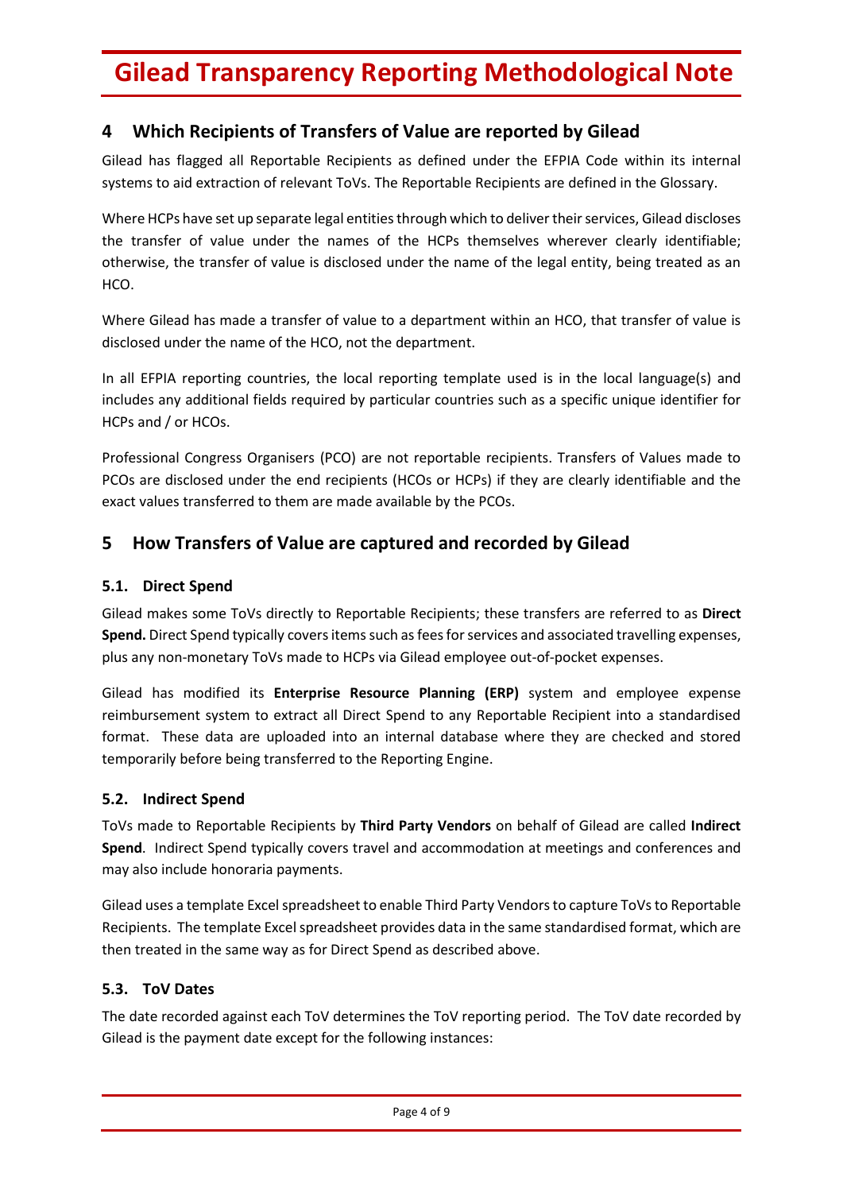## 4 Which Recipients of Transfers of Value are reported by Gilead

Gilead has flagged all Reportable Recipients as defined under the EFPIA Code within its internal systems to aid extraction of relevant ToVs. The Reportable Recipients are defined in the Glossary.

Where HCPs have set up separate legal entities through which to deliver their services, Gilead discloses the transfer of value under the names of the HCPs themselves wherever clearly identifiable; otherwise, the transfer of value is disclosed under the name of the legal entity, being treated as an HCO.

Where Gilead has made a transfer of value to a department within an HCO, that transfer of value is disclosed under the name of the HCO, not the department.

In all EFPIA reporting countries, the local reporting template used is in the local language(s) and includes any additional fields required by particular countries such as a specific unique identifier for HCPs and / or HCOs.

Professional Congress Organisers (PCO) are not reportable recipients. Transfers of Values made to PCOs are disclosed under the end recipients (HCOs or HCPs) if they are clearly identifiable and the exact values transferred to them are made available by the PCOs.

## 5 How Transfers of Value are captured and recorded by Gilead

### 5.1. Direct Spend

Gilead makes some ToVs directly to Reportable Recipients; these transfers are referred to as **Direct Spend.** Direct Spend typically covers items such as fees for services and associated travelling expenses, plus any non-monetary ToVs made to HCPs via Gilead employee out-of-pocket expenses.

Gilead has modified its **Enterprise Resource Planning (ERP)** system and employee expense reimbursement system to extract all Direct Spend to any Reportable Recipient into a standardised format. These data are uploaded into an internal database where they are checked and stored temporarily before being transferred to the Reporting Engine.

### 5.2. Indirect Spend

ToVs made to Reportable Recipients by **Third Party Vendors** on behalf of Gilead are called **Indirect Spend**. Indirect Spend typically covers travel and accommodation at meetings and conferences and may also include honoraria payments.

Gilead uses a template Excel spreadsheet to enable Third Party Vendors to capture ToVs to Reportable Recipients. The template Excel spreadsheet provides data in the same standardised format, which are then treated in the same way as for Direct Spend as described above.

### 5.3. ToV Dates

The date recorded against each ToV determines the ToV reporting period. The ToV date recorded by Gilead is the payment date except for the following instances: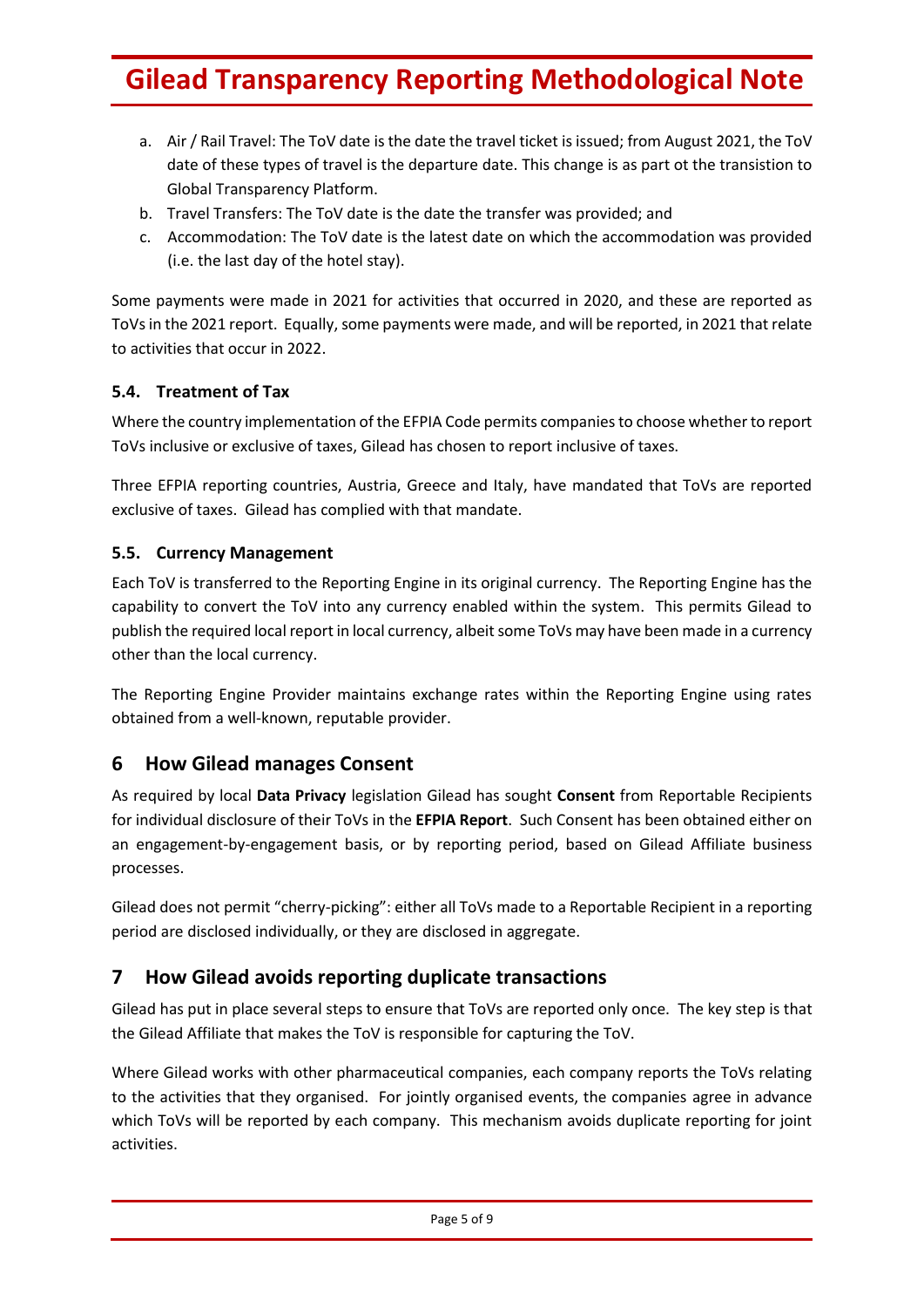a. Air / Rail Travel: The ToV date is the date the travel ticket is issued; from August 2021, the ToV date of these types of travel is the departure date. This change is as part ot the transistion to Global Transparency Platform.
b. Travel Transfers: The ToV date is the date the transfer was provided; and
c. Accommodation: The ToV date is the latest date on which the accommodation was provided (i.e. the last day of the hotel stay).

Some payments were made in 2021 for activities that occurred in 2020, and these are reported as ToVs in the 2021 report. Equally, some payments were made, and will be reported, in 2021 that relate to activities that occur in 2022.

### 5.4. Treatment of Tax

Where the country implementation of the EFPIA Code permits companies to choose whether to report ToVs inclusive or exclusive of taxes, Gilead has chosen to report inclusive of taxes.

Three EFPIA reporting countries, Austria, Greece and Italy, have mandated that ToVs are reported exclusive of taxes. Gilead has complied with that mandate.

### 5.5. Currency Management

Each ToV is transferred to the Reporting Engine in its original currency. The Reporting Engine has the capability to convert the ToV into any currency enabled within the system. This permits Gilead to publish the required local report in local currency, albeit some ToVs may have been made in a currency other than the local currency.

The Reporting Engine Provider maintains exchange rates within the Reporting Engine using rates obtained from a well-known, reputable provider.

## 6 How Gilead manages Consent

As required by local **Data Privacy** legislation Gilead has sought **Consent** from Reportable Recipients for individual disclosure of their ToVs in the **EFPIA Report**. Such Consent has been obtained either on an engagement-by-engagement basis, or by reporting period, based on Gilead Affiliate business processes.

Gilead does not permit "cherry-picking": either all ToVs made to a Reportable Recipient in a reporting period are disclosed individually, or they are disclosed in aggregate.

## 7 How Gilead avoids reporting duplicate transactions

Gilead has put in place several steps to ensure that ToVs are reported only once. The key step is that the Gilead Affiliate that makes the ToV is responsible for capturing the ToV.

Where Gilead works with other pharmaceutical companies, each company reports the ToVs relating to the activities that they organised. For jointly organised events, the companies agree in advance which ToVs will be reported by each company. This mechanism avoids duplicate reporting for joint activities.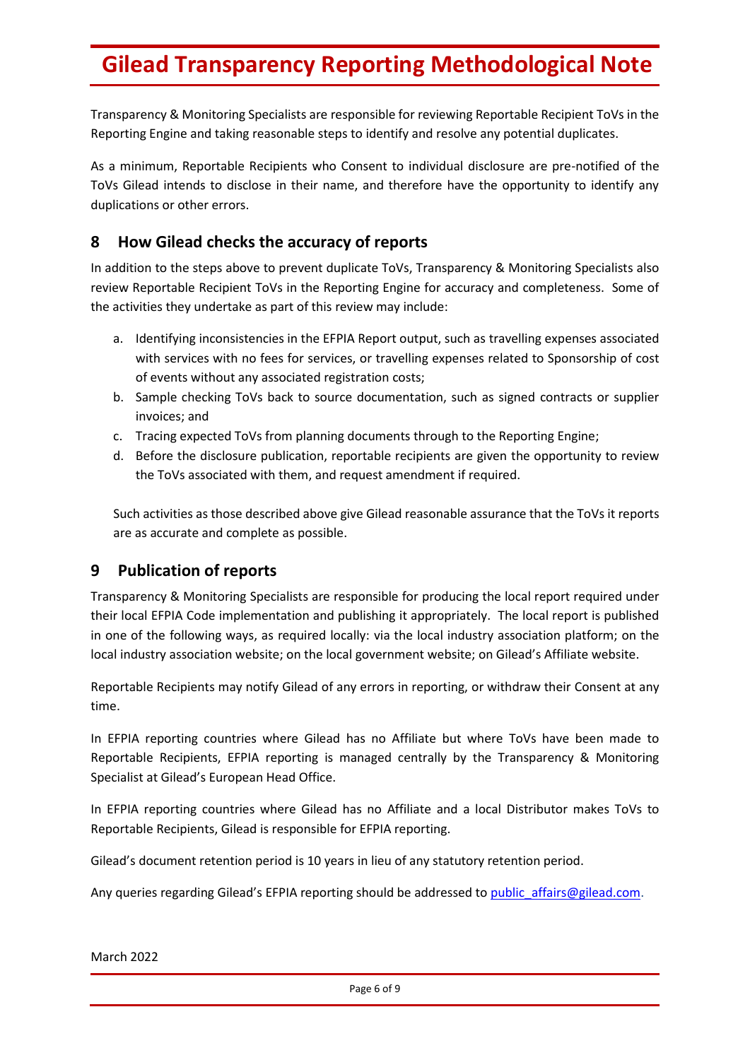Transparency & Monitoring Specialists are responsible for reviewing Reportable Recipient ToVs in the Reporting Engine and taking reasonable steps to identify and resolve any potential duplicates.

As a minimum, Reportable Recipients who Consent to individual disclosure are pre-notified of the ToVs Gilead intends to disclose in their name, and therefore have the opportunity to identify any duplications or other errors.

## 8 How Gilead checks the accuracy of reports

In addition to the steps above to prevent duplicate ToVs, Transparency & Monitoring Specialists also review Reportable Recipient ToVs in the Reporting Engine for accuracy and completeness. Some of the activities they undertake as part of this review may include:

a. Identifying inconsistencies in the EFPIA Report output, such as travelling expenses associated with services with no fees for services, or travelling expenses related to Sponsorship of cost of events without any associated registration costs;
b. Sample checking ToVs back to source documentation, such as signed contracts or supplier invoices; and
c. Tracing expected ToVs from planning documents through to the Reporting Engine;
d. Before the disclosure publication, reportable recipients are given the opportunity to review the ToVs associated with them, and request amendment if required.

Such activities as those described above give Gilead reasonable assurance that the ToVs it reports are as accurate and complete as possible.

## 9 Publication of reports

Transparency & Monitoring Specialists are responsible for producing the local report required under their local EFPIA Code implementation and publishing it appropriately. The local report is published in one of the following ways, as required locally: via the local industry association platform; on the local industry association website; on the local government website; on Gilead's Affiliate website.

Reportable Recipients may notify Gilead of any errors in reporting, or withdraw their Consent at any time.

In EFPIA reporting countries where Gilead has no Affiliate but where ToVs have been made to Reportable Recipients, EFPIA reporting is managed centrally by the Transparency & Monitoring Specialist at Gilead's European Head Office.

In EFPIA reporting countries where Gilead has no Affiliate and a local Distributor makes ToVs to Reportable Recipients, Gilead is responsible for EFPIA reporting.

Gilead's document retention period is 10 years in lieu of any statutory retention period.

Any queries regarding Gilead's EFPIA reporting should be addressed to public_affairs@gilead.com.

March 2022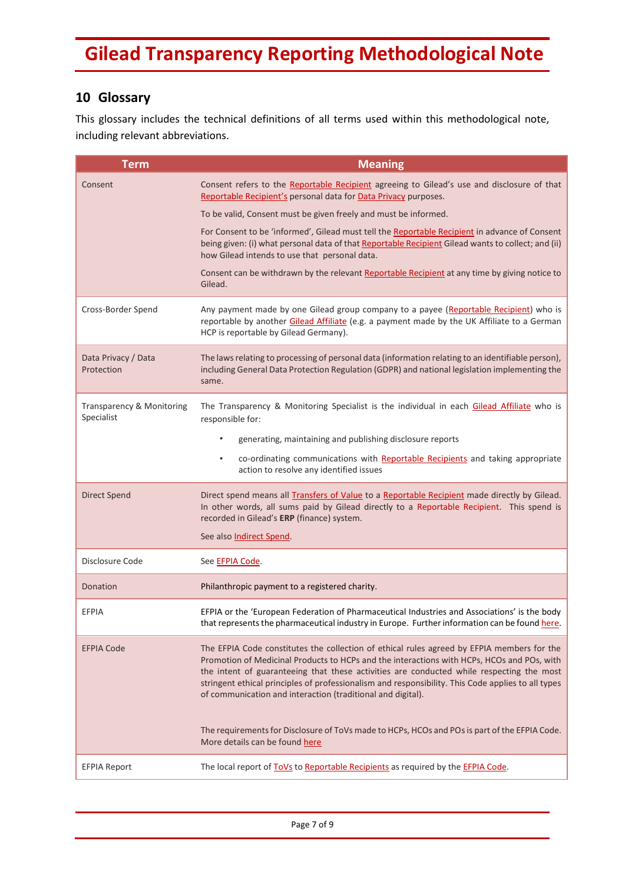## 10 Glossary

This glossary includes the technical definitions of all terms used within this methodological note, including relevant abbreviations.

| Term | Meaning |
|---|---|
| Consent | Consent refers to the Reportable Recipient agreeing to Gilead's use and disclosure of that Reportable Recipient's personal data for Data Privacy purposes.<br><br>To be valid, Consent must be given freely and must be informed.<br><br>For Consent to be 'informed', Gilead must tell the Reportable Recipient in advance of Consent being given: (i) what personal data of that Reportable Recipient Gilead wants to collect; and (ii) how Gilead intends to use that personal data.<br><br>Consent can be withdrawn by the relevant Reportable Recipient at any time by giving notice to Gilead. |
| Cross-Border Spend | Any payment made by one Gilead group company to a payee (Reportable Recipient) who is reportable by another Gilead Affiliate (e.g. a payment made by the UK Affiliate to a German HCP is reportable by Gilead Germany). |
| Data Privacy / Data Protection | The laws relating to processing of personal data (information relating to an identifiable person), including General Data Protection Regulation (GDPR) and national legislation implementing the same. |
| Transparency & Monitoring Specialist | The Transparency & Monitoring Specialist is the individual in each Gilead Affiliate who is responsible for:<br><br>• generating, maintaining and publishing disclosure reports<br><br>• co-ordinating communications with Reportable Recipients and taking appropriate action to resolve any identified issues |
| Direct Spend | Direct spend means all Transfers of Value to a Reportable Recipient made directly by Gilead. In other words, all sums paid by Gilead directly to a Reportable Recipient. This spend is recorded in Gilead's **ERP** (finance) system.<br><br>See also Indirect Spend. |
| Disclosure Code | See EFPIA Code. |
| Donation | Philanthropic payment to a registered charity. |
| EFPIA | EFPIA or the 'European Federation of Pharmaceutical Industries and Associations' is the body that represents the pharmaceutical industry in Europe. Further information can be found here. |
| EFPIA Code | The EFPIA Code constitutes the collection of ethical rules agreed by EFPIA members for the Promotion of Medicinal Products to HCPs and the interactions with HCPs, HCOs and POs, with the intent of guaranteeing that these activities are conducted while respecting the most stringent ethical principles of professionalism and responsibility. This Code applies to all types of communication and interaction (traditional and digital).<br><br>The requirements for Disclosure of ToVs made to HCPs, HCOs and POs is part of the EFPIA Code. More details can be found here |
| EFPIA Report | The local report of ToVs to Reportable Recipients as required by the EFPIA Code. |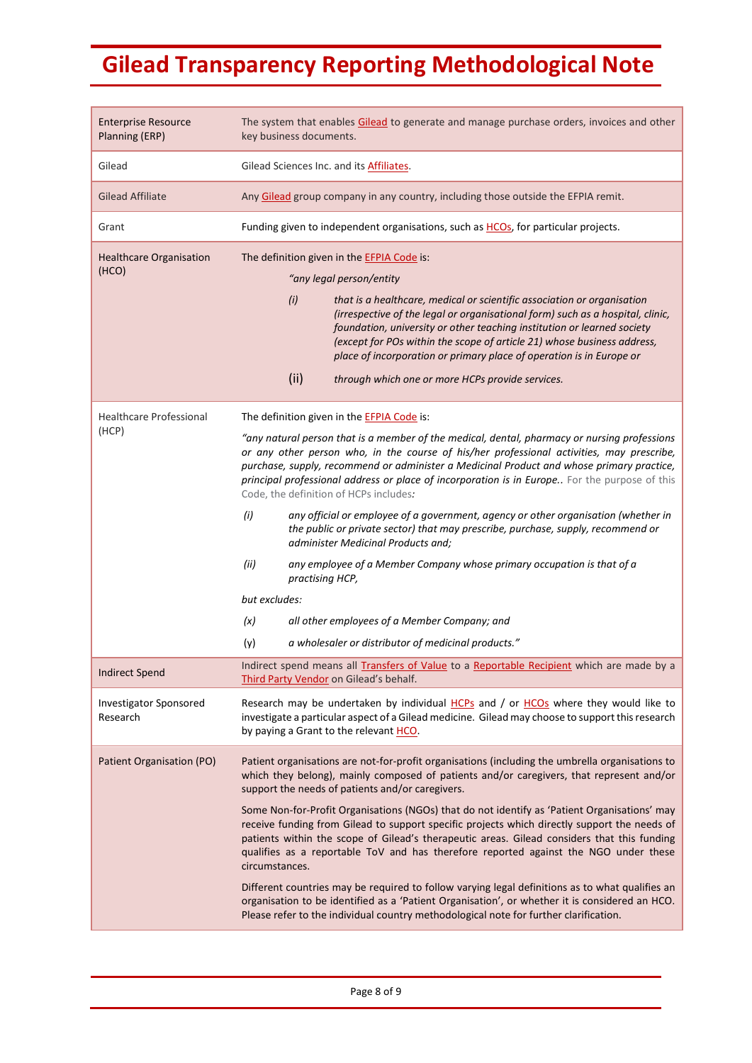# Gilead Transparency Reporting Methodological Note

| | |
|---|---|
| Enterprise Resource Planning (ERP) | The system that enables Gilead to generate and manage purchase orders, invoices and other key business documents. |
| Gilead | Gilead Sciences Inc. and its Affiliates. |
| Gilead Affiliate | Any Gilead group company in any country, including those outside the EFPIA remit. |
| Grant | Funding given to independent organisations, such as HCOs, for particular projects. |
| Healthcare Organisation (HCO) | The definition given in the EFPIA Code is: *"any legal person/entity* (i) *that is a healthcare, medical or scientific association or organisation (irrespective of the legal or organisational form) such as a hospital, clinic, foundation, university or other teaching institution or learned society (except for POs within the scope of article 21) whose business address, place of incorporation or primary place of operation is in Europe or* (ii) *through which one or more HCPs provide services.* |
| Healthcare Professional (HCP) | The definition given in the EFPIA Code is: *"any natural person that is a member of the medical, dental, pharmacy or nursing professions or any other person who, in the course of his/her professional activities, may prescribe, purchase, supply, recommend or administer a Medicinal Product and whose primary practice, principal professional address or place of incorporation is in Europe..* For the purpose of this Code, the definition of HCPs includes*:* (i) *any official or employee of a government, agency or other organisation (whether in the public or private sector) that may prescribe, purchase, supply, recommend or administer Medicinal Products and;* (ii) *any employee of a Member Company whose primary occupation is that of a practising HCP,* *but excludes:* (x) *all other employees of a Member Company; and* (y) *a wholesaler or distributor of medicinal products."* |
| Indirect Spend | Indirect spend means all Transfers of Value to a Reportable Recipient which are made by a Third Party Vendor on Gilead's behalf. |
| Investigator Sponsored Research | Research may be undertaken by individual HCPs and / or HCOs where they would like to investigate a particular aspect of a Gilead medicine. Gilead may choose to support this research by paying a Grant to the relevant HCO. |
| Patient Organisation (PO) | Patient organisations are not-for-profit organisations (including the umbrella organisations to which they belong), mainly composed of patients and/or caregivers, that represent and/or support the needs of patients and/or caregivers. Some Non-for-Profit Organisations (NGOs) that do not identify as 'Patient Organisations' may receive funding from Gilead to support specific projects which directly support the needs of patients within the scope of Gilead's therapeutic areas. Gilead considers that this funding qualifies as a reportable ToV and has therefore reported against the NGO under these circumstances. Different countries may be required to follow varying legal definitions as to what qualifies an organisation to be identified as a 'Patient Organisation', or whether it is considered an HCO. Please refer to the individual country methodological note for further clarification. |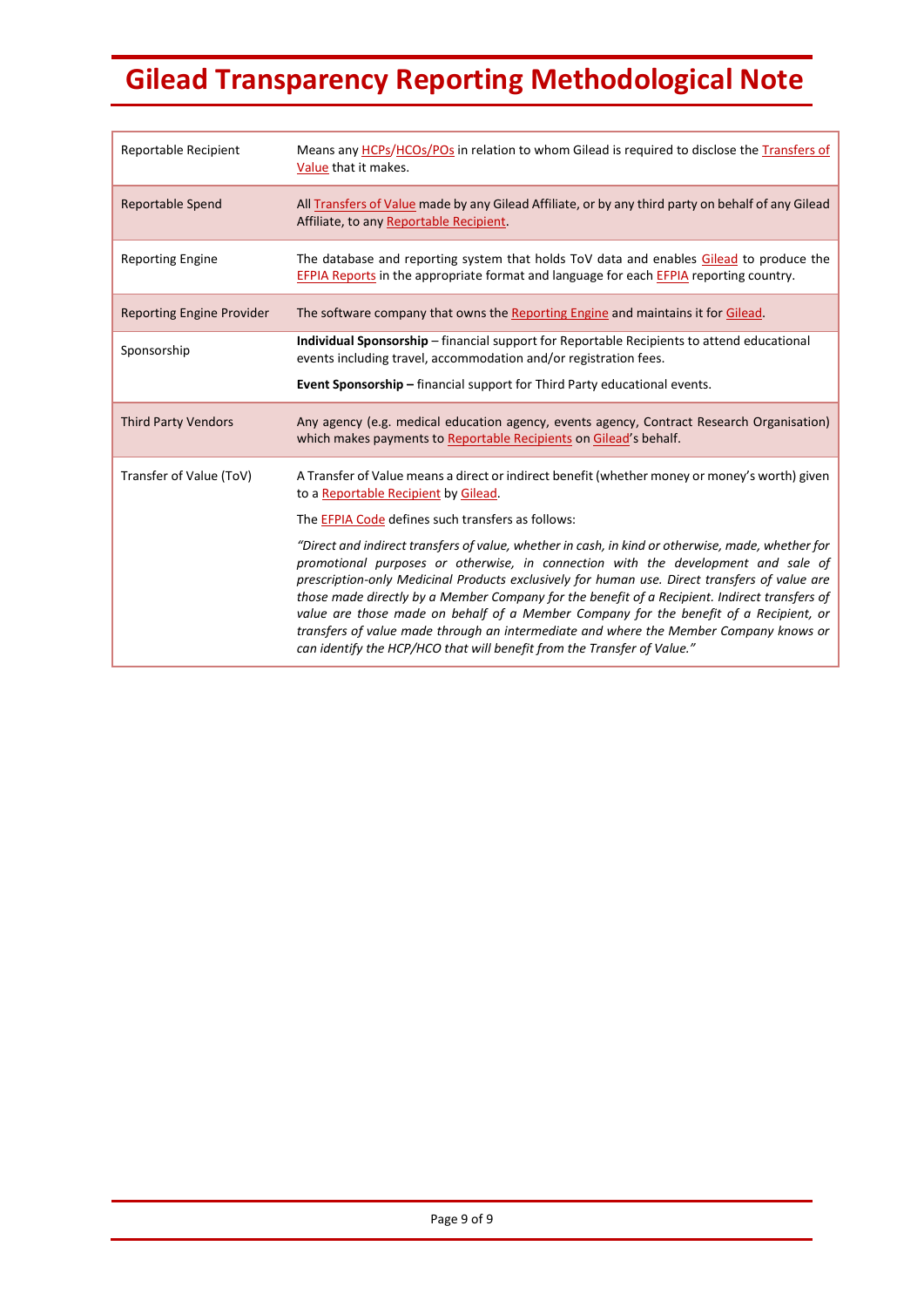| | |
|---|---|
| Reportable Recipient | Means any HCPs/HCOs/POs in relation to whom Gilead is required to disclose the Transfers of Value that it makes. |
| Reportable Spend | All Transfers of Value made by any Gilead Affiliate, or by any third party on behalf of any Gilead Affiliate, to any Reportable Recipient. |
| Reporting Engine | The database and reporting system that holds ToV data and enables Gilead to produce the EFPIA Reports in the appropriate format and language for each EFPIA reporting country. |
| Reporting Engine Provider | The software company that owns the Reporting Engine and maintains it for Gilead. |
| Sponsorship | **Individual Sponsorship** – financial support for Reportable Recipients to attend educational events including travel, accommodation and/or registration fees.<br><br>**Event Sponsorship –** financial support for Third Party educational events. |
| Third Party Vendors | Any agency (e.g. medical education agency, events agency, Contract Research Organisation) which makes payments to Reportable Recipients on Gilead's behalf. |
| Transfer of Value (ToV) | A Transfer of Value means a direct or indirect benefit (whether money or money's worth) given to a Reportable Recipient by Gilead.<br><br>The EFPIA Code defines such transfers as follows:<br><br>*"Direct and indirect transfers of value, whether in cash, in kind or otherwise, made, whether for promotional purposes or otherwise, in connection with the development and sale of prescription-only Medicinal Products exclusively for human use. Direct transfers of value are those made directly by a Member Company for the benefit of a Recipient. Indirect transfers of value are those made on behalf of a Member Company for the benefit of a Recipient, or transfers of value made through an intermediate and where the Member Company knows or can identify the HCP/HCO that will benefit from the Transfer of Value."* |